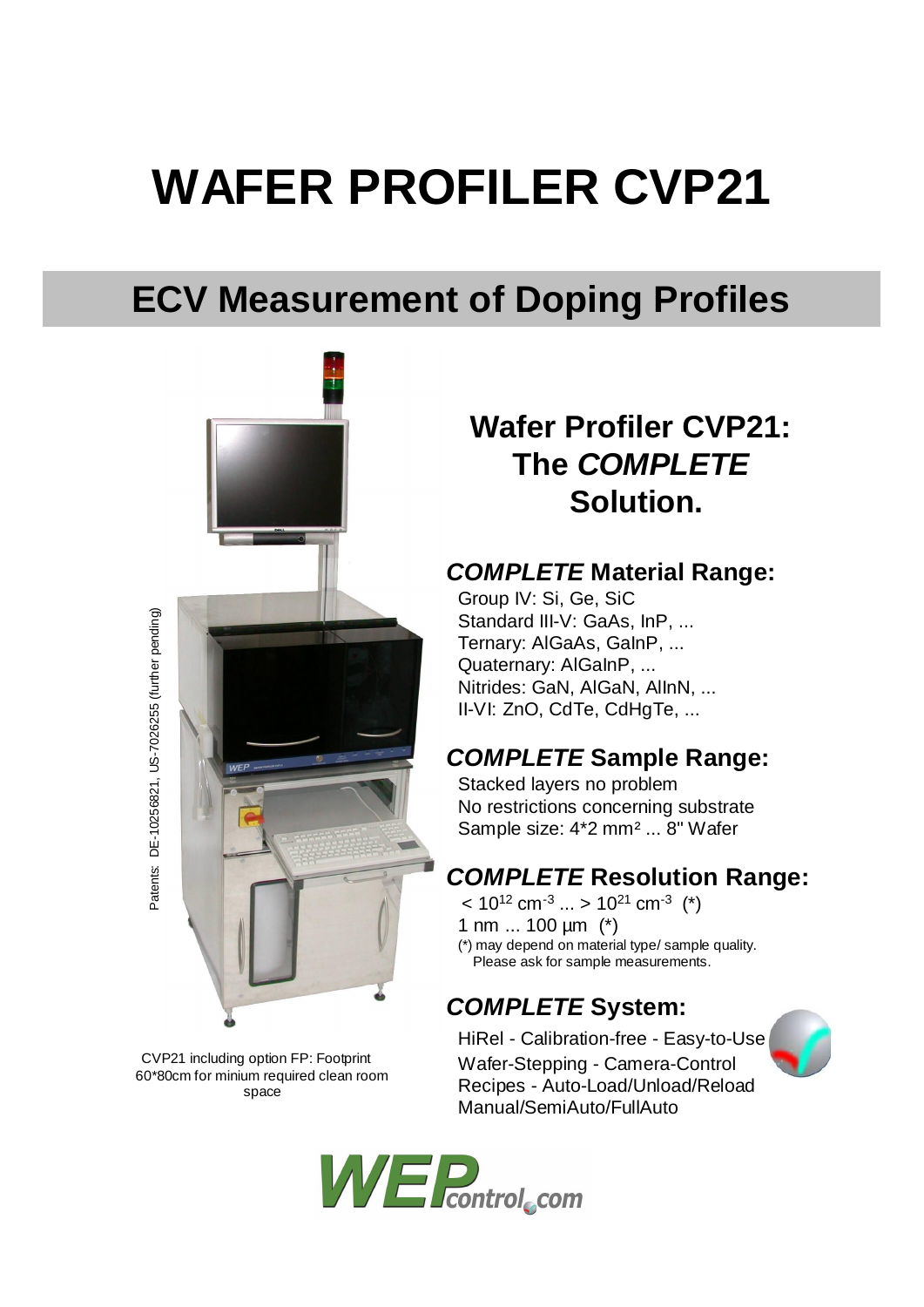# WAFER PROFILER CVP21

## ECV Measurement of Doping Profiles

Patents: DE-10256821, US-7026255 (further pending)

CVP21 including option FP: Footprint 60*80cm for minium required clean room space

## Wafer Profiler CVP21: The *COMPLETE* Solution.

### *COMPLETE* Material Range:

Group IV: Si, Ge, SiC
Standard III-V: GaAs, InP, ...
Ternary: AlGaAs, GaInP, ...
Quaternary: AlGaInP, ...
Nitrides: GaN, AlGaN, AlInN, ...
II-VI: ZnO, CdTe, CdHgTe, ...

### *COMPLETE* Sample Range:

Stacked layers no problem
No restrictions concerning substrate
Sample size: 4*2 mm² ... 8" Wafer

### *COMPLETE* Resolution Range:

$< 10^{12}$ cm$^{-3}$ ... $> 10^{21}$ cm$^{-3}$ (*)
1 nm ... 100 µm (*)
(*) may depend on material type/ sample quality. Please ask for sample measurements.

### *COMPLETE* System:

HiRel - Calibration-free - Easy-to-Use
Wafer-Stepping - Camera-Control
Recipes - Auto-Load/Unload/Reload
Manual/SemiAuto/FullAuto

WEPcontrol.com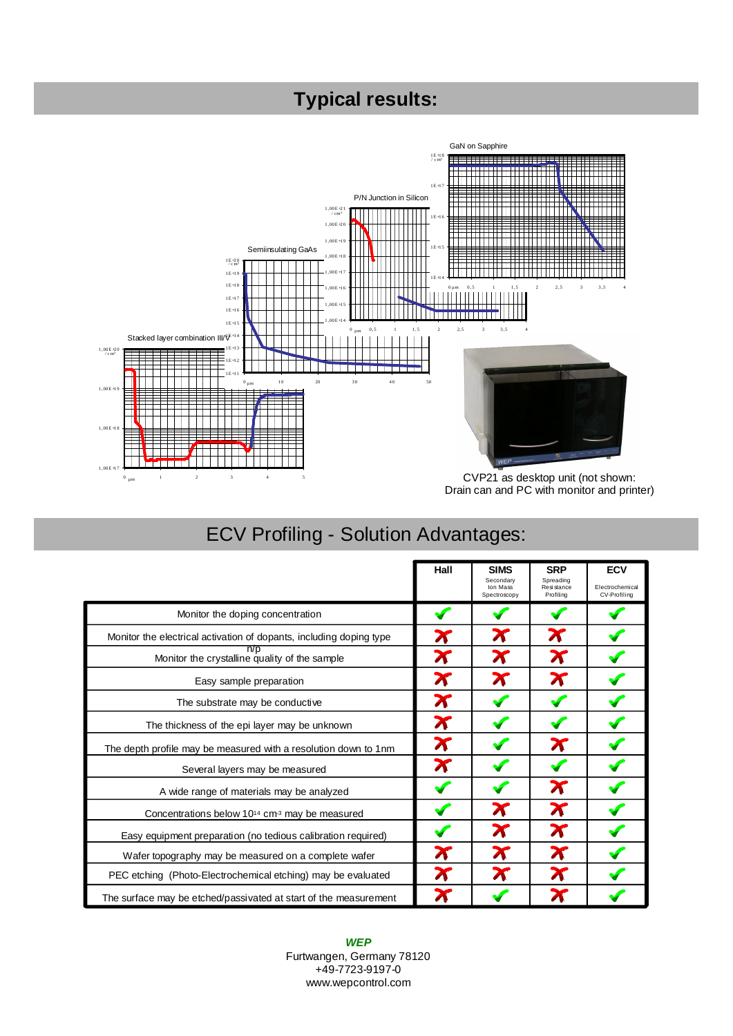# Typical results:

GaN on Sapphire

1 E+18 / cm³

1 E+17

1 E+16

1 E+15

1 E+14

0 µm 0,5 1 1,5 2 2,5 3 3,5 4

P/N Junction in Silicon

1,00E+21 / cm³

1,00E+20

1,00E+19

1,00E+18

1,00E+17

1,00E+16

1,00E+15

1,00E+14

0 µm 0,5 1 1,5 2 2,5 3 3,5 4

Semiinsulating GaAs

1 E+20 / cm³

1 E+19

1 E+18

1 E+17

1 E+16

1 E+15

1 E+14

1 E+13

1 E+12

1 E+11

0 µm 10 20 30 40 50

Stacked layer combination III/V

1,00E+20 / cm³

1,00E+19

1,00E+18

1,00E+17

0 µm 1 2 3 4 5

CVP21 as desktop unit (not shown: Drain can and PC with monitor and printer)

# ECV Profiling - Solution Advantages:

| | Hall | SIMS Secondary Ion Mass Spectroscopy | SRP Spreading Resistance Profiling | ECV Electrochemical CV-Profiling |
|---|---|---|---|---|
| Monitor the doping concentration | ✓ | ✓ | ✓ | ✓ |
| Monitor the electrical activation of dopants, including doping type n/p | ✗ | ✗ | ✗ | ✓ |
| Monitor the crystalline quality of the sample | ✗ | ✗ | ✗ | ✓ |
| Easy sample preparation | ✗ | ✗ | ✗ | ✓ |
| The substrate may be conductive | ✗ | ✓ | ✓ | ✓ |
| The thickness of the epi layer may be unknown | ✗ | ✓ | ✓ | ✓ |
| The depth profile may be measured with a resolution down to 1nm | ✗ | ✓ | ✗ | ✓ |
| Several layers may be measured | ✗ | ✓ | ✓ | ✓ |
| A wide range of materials may be analyzed | ✓ | ✓ | ✗ | ✓ |
| Concentrations below $10^{14}$ $cm^{3}$ may be measured | ✓ | ✗ | ✗ | ✓ |
| Easy equipment preparation (no tedious calibration required) | ✓ | ✗ | ✗ | ✓ |
| Wafer topography may be measured on a complete wafer | ✗ | ✗ | ✗ | ✓ |
| PEC etching (Photo-Electrochemical etching) may be evaluated | ✗ | ✗ | ✗ | ✓ |
| The surface may be etched/passivated at start of the measurement | ✗ | ✓ | ✗ | ✓ |

***WEP***
Furtwangen, Germany 78120
+49-7723-9197-0
www.wepcontrol.com